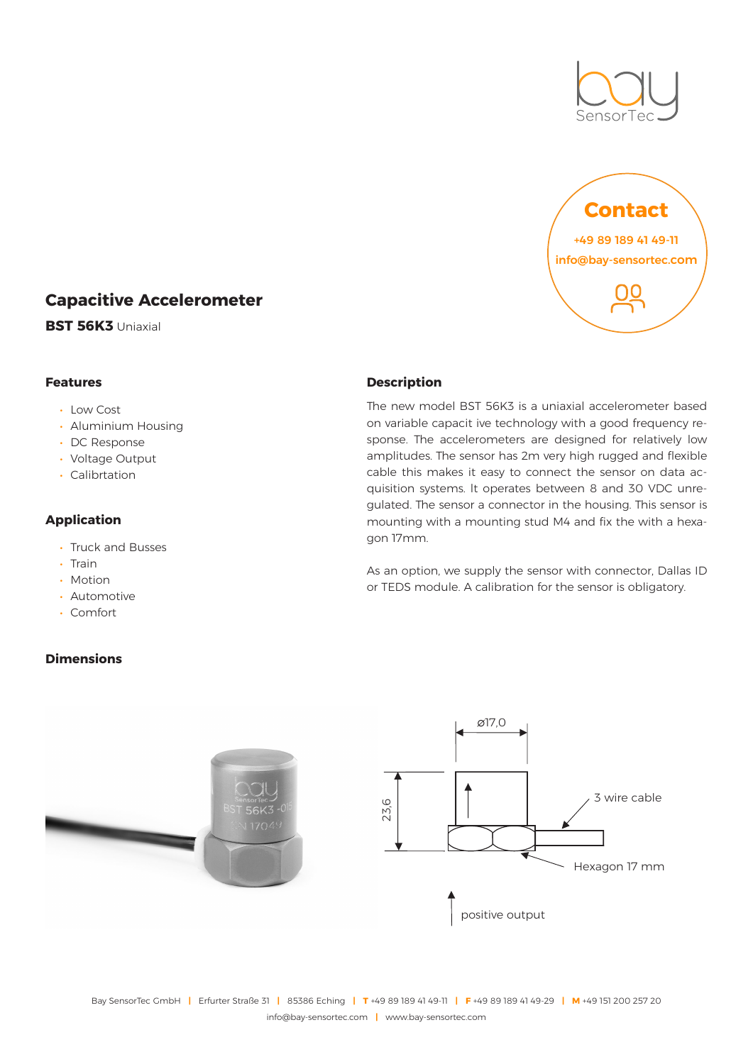Contact

+49 89 189 41 49-11

info@bay-sensortec.com

# Capacitive Accelerometer

**BST 56K3** Uniaxial

## Features

- Low Cost
- Aluminium Housing
- DC Response
- Voltage Output
- Calibrtation

## Application

- Truck and Busses
- Train
- Motion
- Automotive
- Comfort

## Description

The new model BST 56K3 is a uniaxial accelerometer based on variable capacit ive technology with a good frequency response. The accelerometers are designed for relatively low amplitudes. The sensor has 2m very high rugged and flexible cable this makes it easy to connect the sensor on data acquisition systems. It operates between 8 and 30 VDC unregulated. The sensor a connector in the housing. This sensor is mounting with a mounting stud M4 and fix the with a hexagon 17mm.

As an option, we supply the sensor with connector, Dallas ID or TEDS module. A calibration for the sensor is obligatory.

## Dimensions

ø17,0

23,6

3 wire cable

Hexagon 17 mm

positive output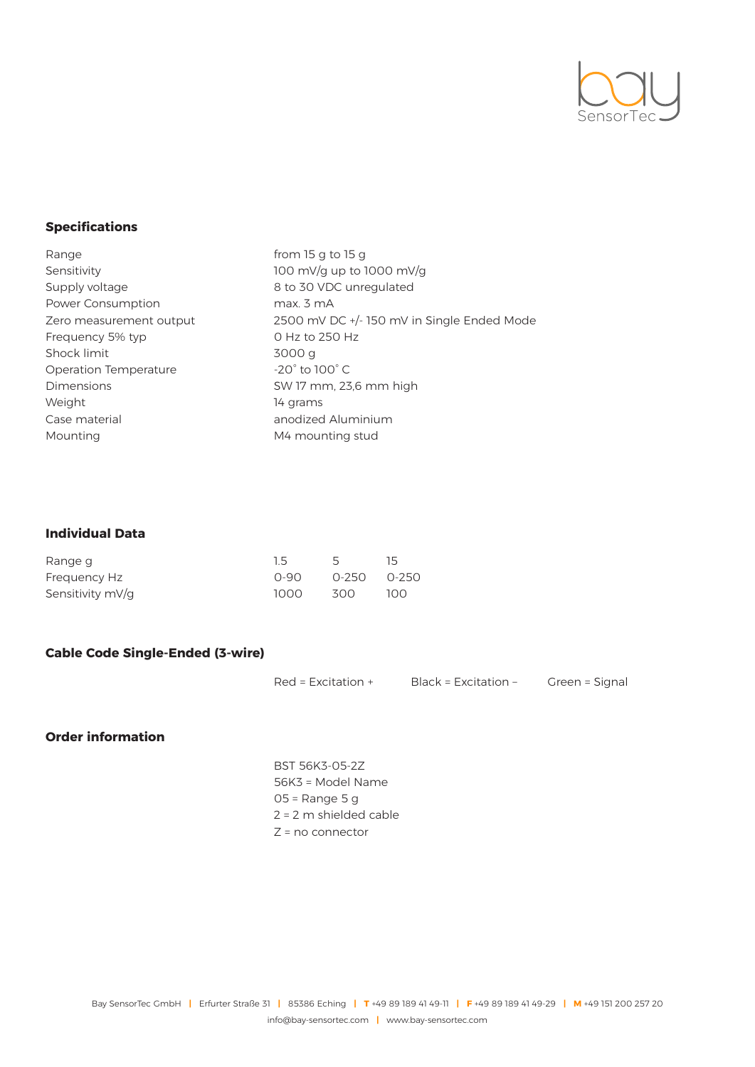## Specifications

| | |
|---|---|
| Range | from 15 g to 15 g |
| Sensitivity | 100 mV/g up to 1000 mV/g |
| Supply voltage | 8 to 30 VDC unregulated |
| Power Consumption | max. 3 mA |
| Zero measurement output | 2500 mV DC +/- 150 mV in Single Ended Mode |
| Frequency 5% typ | 0 Hz to 250 Hz |
| Shock limit | 3000 g |
| Operation Temperature | -20˚ to 100˚ C |
| Dimensions | SW 17 mm, 23,6 mm high |
| Weight | 14 grams |
| Case material | anodized Aluminium |
| Mounting | M4 mounting stud |

## Individual Data

| | | | |
|---|---|---|---|
| Range g | 1.5 | 5 | 15 |
| Frequency Hz | 0-90 | 0-250 | 0-250 |
| Sensitivity mV/g | 1000 | 300 | 100 |

## Cable Code Single-Ended (3-wire)

Red = Excitation + Black = Excitation – Green = Signal

## Order information

BST 56K3-05-2Z
56K3 = Model Name
05 = Range 5 g
2 = 2 m shielded cable
Z = no connector

Bay SensorTec GmbH | Erfurter Straße 31 | 85386 Eching | T +49 89 189 41 49-11 | F +49 89 189 41 49-29 | M +49 151 200 257 20
info@bay-sensortec.com | www.bay-sensortec.com